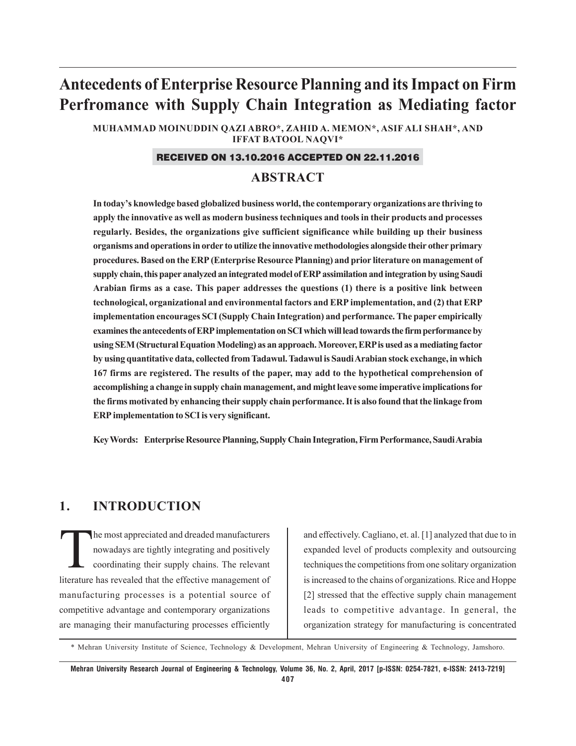# Antecedents of Enterprise Resource Planning and its Impact on Firm Perfromance with Supply Chain Integration as Mediating factor

**MUHAMMAD MOINUDDIN QAZI ABRO\*, ZAHID A. MEMON\*, ASIF ALI SHAH\*, AND IFFAT BATOOL NAQVI\***

**RECEIVED ON 13.10.2016 ACCEPTED ON 22.11.2016**

## ABSTRACT

**In today's knowledge based globalized business world, the contemporary organizations are thriving to apply the innovative as well as modern business techniques and tools in their products and processes regularly. Besides, the organizations give sufficient significance while building up their business organisms and operations in order to utilize the innovative methodologies alongside their other primary procedures. Based on the ERP (Enterprise Resource Planning) and prior literature on management of supply chain, this paper analyzed an integrated model of ERP assimilation and integration by using Saudi Arabian firms as a case. This paper addresses the questions (1) there is a positive link between technological, organizational and environmental factors and ERP implementation, and (2) that ERP implementation encourages SCI (Supply Chain Integration) and performance. The paper empirically examines the antecedents of ERP implementation on SCI which will lead towards the firm performance by using SEM (Structural Equation Modeling) as an approach. Moreover, ERP is used as a mediating factor by using quantitative data, collected from Tadawul. Tadawul is Saudi Arabian stock exchange, in which 167 firms are registered. The results of the paper, may add to the hypothetical comprehension of accomplishing a change in supply chain management, and might leave some imperative implications for the firms motivated by enhancing their supply chain performance. It is also found that the linkage from ERP implementation to SCI is very significant.**

**Key Words: Enterprise Resource Planning, Supply Chain Integration, Firm Performance, Saudi Arabia**

## 1. INTRODUCTION

The most appreciated and dreaded manufacturers nowadays are tightly integrating and positively coordinating their supply chains. The relevant literature has revealed that the effective management of manufacturing processes is a potential source of competitive advantage and contemporary organizations are managing their manufacturing processes efficiently and effectively. Cagliano, et. al. [1] analyzed that due to in expanded level of products complexity and outsourcing techniques the competitions from one solitary organization is increased to the chains of organizations. Rice and Hoppe [2] stressed that the effective supply chain management leads to competitive advantage. In general, the organization strategy for manufacturing is concentrated

\* Mehran University Institute of Science, Technology & Development, Mehran University of Engineering & Technology, Jamshoro.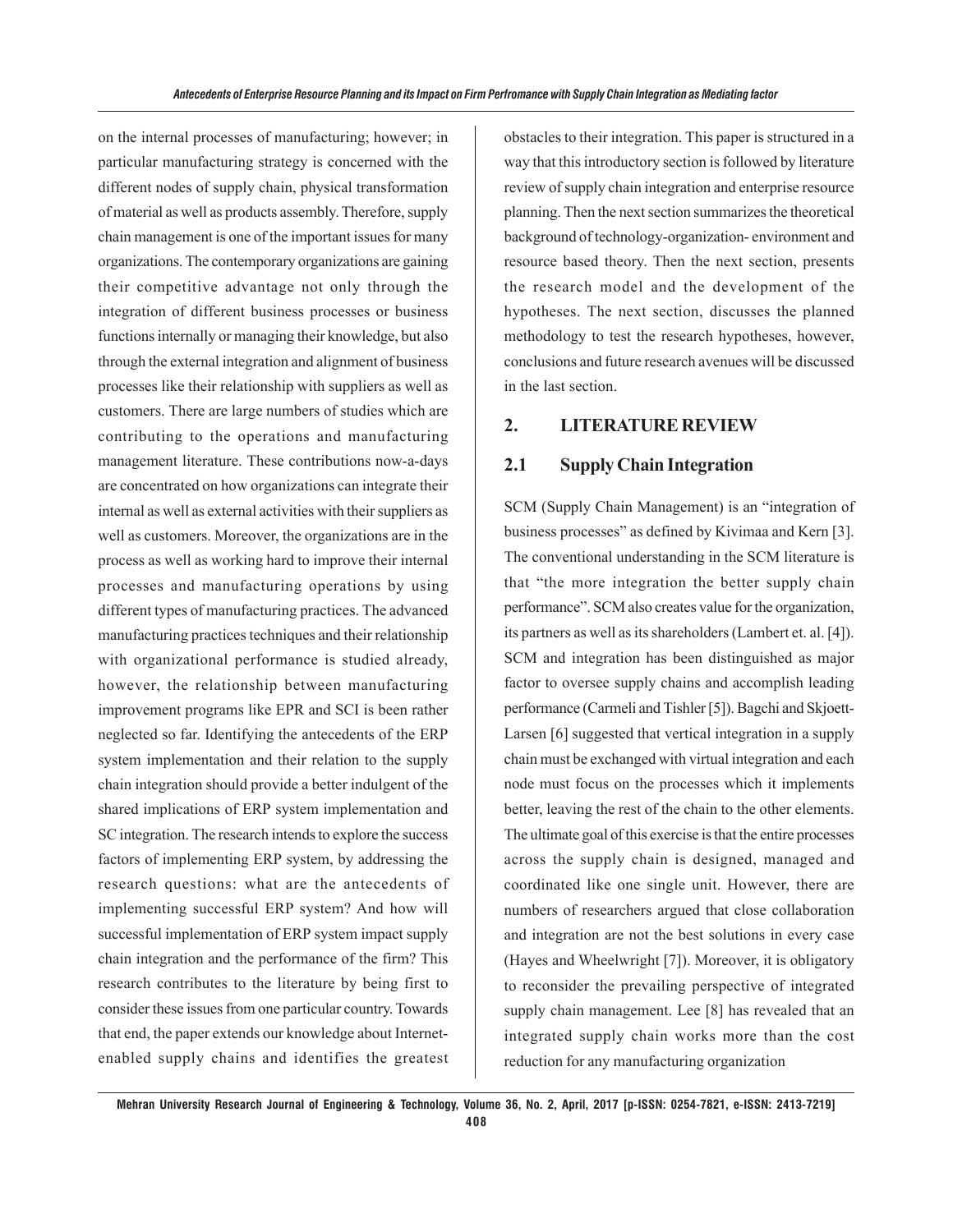on the internal processes of manufacturing; however; in particular manufacturing strategy is concerned with the different nodes of supply chain, physical transformation of material as well as products assembly. Therefore, supply chain management is one of the important issues for many organizations. The contemporary organizations are gaining their competitive advantage not only through the integration of different business processes or business functions internally or managing their knowledge, but also through the external integration and alignment of business processes like their relationship with suppliers as well as customers. There are large numbers of studies which are contributing to the operations and manufacturing management literature. These contributions now-a-days are concentrated on how organizations can integrate their internal as well as external activities with their suppliers as well as customers. Moreover, the organizations are in the process as well as working hard to improve their internal processes and manufacturing operations by using different types of manufacturing practices. The advanced manufacturing practices techniques and their relationship with organizational performance is studied already, however, the relationship between manufacturing improvement programs like EPR and SCI is been rather neglected so far. Identifying the antecedents of the ERP system implementation and their relation to the supply chain integration should provide a better indulgent of the shared implications of ERP system implementation and SC integration. The research intends to explore the success factors of implementing ERP system, by addressing the research questions: what are the antecedents of implementing successful ERP system? And how will successful implementation of ERP system impact supply chain integration and the performance of the firm? This research contributes to the literature by being first to consider these issues from one particular country. Towards that end, the paper extends our knowledge about Internet-enabled supply chains and identifies the greatest obstacles to their integration. This paper is structured in a way that this introductory section is followed by literature review of supply chain integration and enterprise resource planning. Then the next section summarizes the theoretical background of technology-organization- environment and resource based theory. Then the next section, presents the research model and the development of the hypotheses. The next section, discusses the planned methodology to test the research hypotheses, however, conclusions and future research avenues will be discussed in the last section.

## 2. LITERATURE REVIEW

### 2.1 Supply Chain Integration

SCM (Supply Chain Management) is an "integration of business processes" as defined by Kivimaa and Kern [3]. The conventional understanding in the SCM literature is that "the more integration the better supply chain performance". SCM also creates value for the organization, its partners as well as its shareholders (Lambert et. al. [4]). SCM and integration has been distinguished as major factor to oversee supply chains and accomplish leading performance (Carmeli and Tishler [5]). Bagchi and Skjoett-Larsen [6] suggested that vertical integration in a supply chain must be exchanged with virtual integration and each node must focus on the processes which it implements better, leaving the rest of the chain to the other elements. The ultimate goal of this exercise is that the entire processes across the supply chain is designed, managed and coordinated like one single unit. However, there are numbers of researchers argued that close collaboration and integration are not the best solutions in every case (Hayes and Wheelwright [7]). Moreover, it is obligatory to reconsider the prevailing perspective of integrated supply chain management. Lee [8] has revealed that an integrated supply chain works more than the cost reduction for any manufacturing organization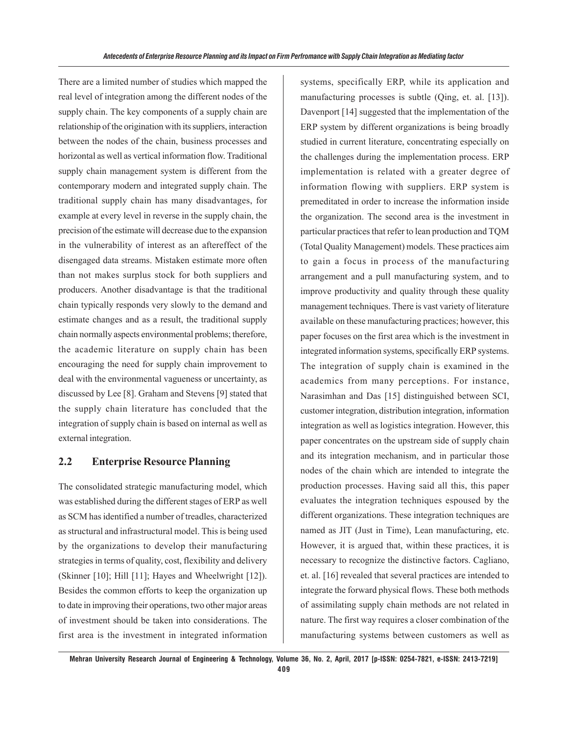There are a limited number of studies which mapped the real level of integration among the different nodes of the supply chain. The key components of a supply chain are relationship of the origination with its suppliers, interaction between the nodes of the chain, business processes and horizontal as well as vertical information flow. Traditional supply chain management system is different from the contemporary modern and integrated supply chain. The traditional supply chain has many disadvantages, for example at every level in reverse in the supply chain, the precision of the estimate will decrease due to the expansion in the vulnerability of interest as an aftereffect of the disengaged data streams. Mistaken estimate more often than not makes surplus stock for both suppliers and producers. Another disadvantage is that the traditional chain typically responds very slowly to the demand and estimate changes and as a result, the traditional supply chain normally aspects environmental problems; therefore, the academic literature on supply chain has been encouraging the need for supply chain improvement to deal with the environmental vagueness or uncertainty, as discussed by Lee [8]. Graham and Stevens [9] stated that the supply chain literature has concluded that the integration of supply chain is based on internal as well as external integration.

## 2.2 Enterprise Resource Planning

The consolidated strategic manufacturing model, which was established during the different stages of ERP as well as SCM has identified a number of treadles, characterized as structural and infrastructural model. This is being used by the organizations to develop their manufacturing strategies in terms of quality, cost, flexibility and delivery (Skinner [10]; Hill [11]; Hayes and Wheelwright [12]). Besides the common efforts to keep the organization up to date in improving their operations, two other major areas of investment should be taken into considerations. The first area is the investment in integrated information systems, specifically ERP, while its application and manufacturing processes is subtle (Qing, et. al. [13]). Davenport [14] suggested that the implementation of the ERP system by different organizations is being broadly studied in current literature, concentrating especially on the challenges during the implementation process. ERP implementation is related with a greater degree of information flowing with suppliers. ERP system is premeditated in order to increase the information inside the organization. The second area is the investment in particular practices that refer to lean production and TQM (Total Quality Management) models. These practices aim to gain a focus in process of the manufacturing arrangement and a pull manufacturing system, and to improve productivity and quality through these quality management techniques. There is vast variety of literature available on these manufacturing practices; however, this paper focuses on the first area which is the investment in integrated information systems, specifically ERP systems. The integration of supply chain is examined in the academics from many perceptions. For instance, Narasimhan and Das [15] distinguished between SCI, customer integration, distribution integration, information integration as well as logistics integration. However, this paper concentrates on the upstream side of supply chain and its integration mechanism, and in particular those nodes of the chain which are intended to integrate the production processes. Having said all this, this paper evaluates the integration techniques espoused by the different organizations. These integration techniques are named as JIT (Just in Time), Lean manufacturing, etc. However, it is argued that, within these practices, it is necessary to recognize the distinctive factors. Cagliano, et. al. [16] revealed that several practices are intended to integrate the forward physical flows. These both methods of assimilating supply chain methods are not related in nature. The first way requires a closer combination of the manufacturing systems between customers as well as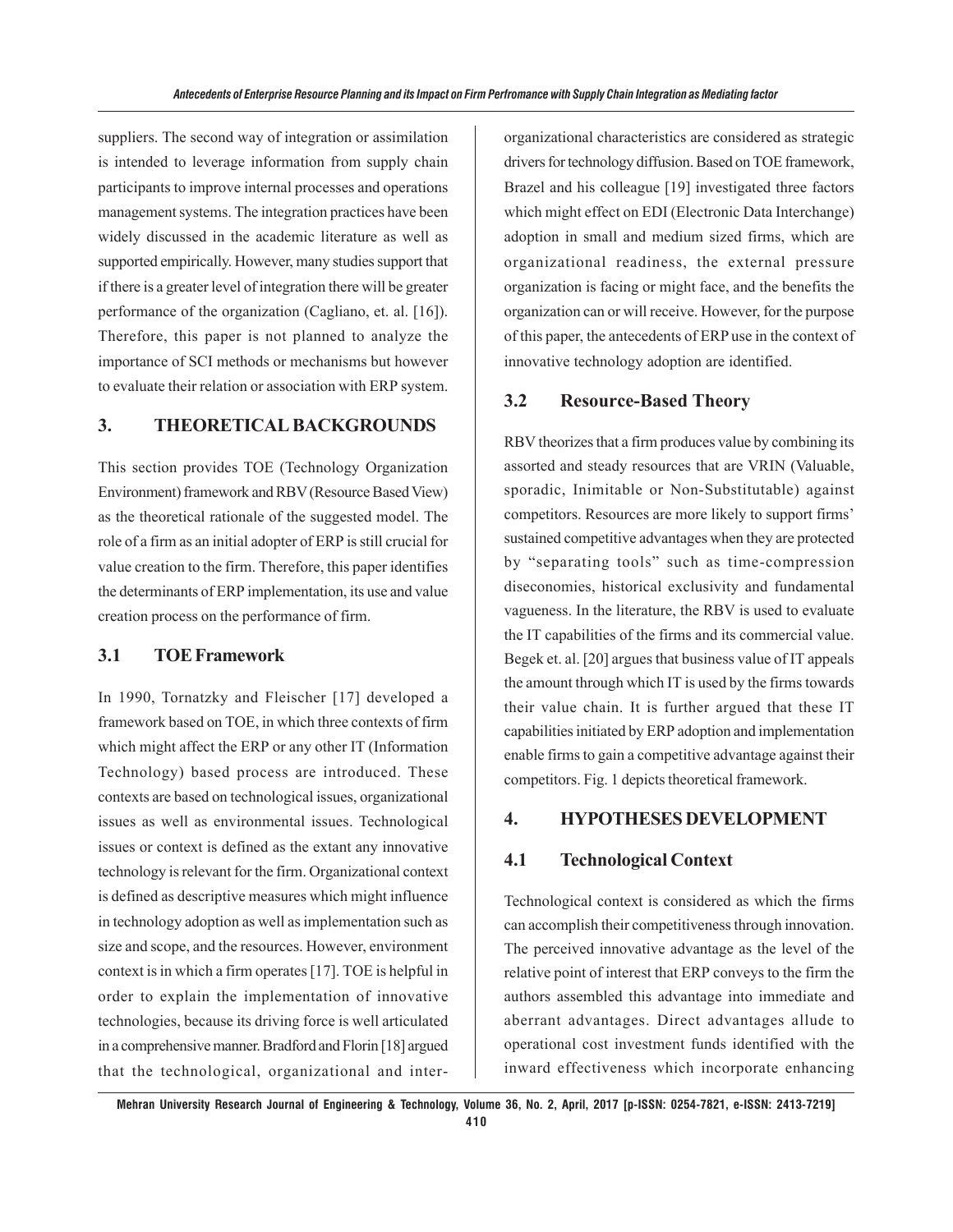suppliers. The second way of integration or assimilation is intended to leverage information from supply chain participants to improve internal processes and operations management systems. The integration practices have been widely discussed in the academic literature as well as supported empirically. However, many studies support that if there is a greater level of integration there will be greater performance of the organization (Cagliano, et. al. [16]). Therefore, this paper is not planned to analyze the importance of SCI methods or mechanisms but however to evaluate their relation or association with ERP system.

## 3. THEORETICAL BACKGROUNDS

This section provides TOE (Technology Organization Environment) framework and RBV (Resource Based View) as the theoretical rationale of the suggested model. The role of a firm as an initial adopter of ERP is still crucial for value creation to the firm. Therefore, this paper identifies the determinants of ERP implementation, its use and value creation process on the performance of firm.

### 3.1 TOE Framework

In 1990, Tornatzky and Fleischer [17] developed a framework based on TOE, in which three contexts of firm which might affect the ERP or any other IT (Information Technology) based process are introduced. These contexts are based on technological issues, organizational issues as well as environmental issues. Technological issues or context is defined as the extant any innovative technology is relevant for the firm. Organizational context is defined as descriptive measures which might influence in technology adoption as well as implementation such as size and scope, and the resources. However, environment context is in which a firm operates [17]. TOE is helpful in order to explain the implementation of innovative technologies, because its driving force is well articulated in a comprehensive manner. Bradford and Florin [18] argued that the technological, organizational and inter-organizational characteristics are considered as strategic drivers for technology diffusion. Based on TOE framework, Brazel and his colleague [19] investigated three factors which might effect on EDI (Electronic Data Interchange) adoption in small and medium sized firms, which are organizational readiness, the external pressure organization is facing or might face, and the benefits the organization can or will receive. However, for the purpose of this paper, the antecedents of ERP use in the context of innovative technology adoption are identified.

### 3.2 Resource-Based Theory

RBV theorizes that a firm produces value by combining its assorted and steady resources that are VRIN (Valuable, sporadic, Inimitable or Non-Substitutable) against competitors. Resources are more likely to support firms' sustained competitive advantages when they are protected by "separating tools" such as time-compression diseconomies, historical exclusivity and fundamental vagueness. In the literature, the RBV is used to evaluate the IT capabilities of the firms and its commercial value. Begek et. al. [20] argues that business value of IT appeals the amount through which IT is used by the firms towards their value chain. It is further argued that these IT capabilities initiated by ERP adoption and implementation enable firms to gain a competitive advantage against their competitors. Fig. 1 depicts theoretical framework.

## 4. HYPOTHESES DEVELOPMENT

### 4.1 Technological Context

Technological context is considered as which the firms can accomplish their competitiveness through innovation. The perceived innovative advantage as the level of the relative point of interest that ERP conveys to the firm the authors assembled this advantage into immediate and aberrant advantages. Direct advantages allude to operational cost investment funds identified with the inward effectiveness which incorporate enhancing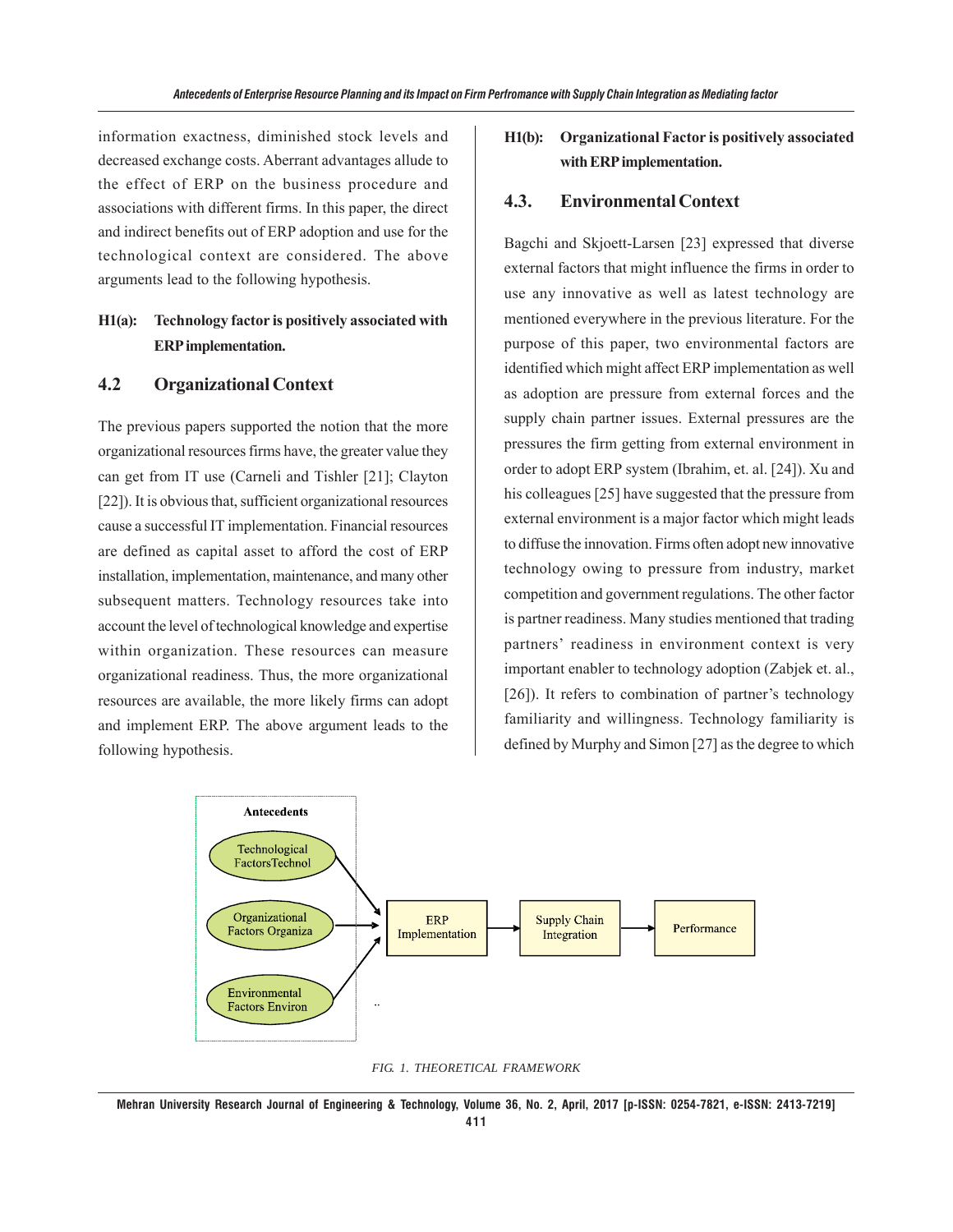information exactness, diminished stock levels and decreased exchange costs. Aberrant advantages allude to the effect of ERP on the business procedure and associations with different firms. In this paper, the direct and indirect benefits out of ERP adoption and use for the technological context are considered. The above arguments lead to the following hypothesis.

**H1(a): Technology factor is positively associated with ERP implementation.**

## 4.2 Organizational Context

The previous papers supported the notion that the more organizational resources firms have, the greater value they can get from IT use (Carneli and Tishler [21]; Clayton [22]). It is obvious that, sufficient organizational resources cause a successful IT implementation. Financial resources are defined as capital asset to afford the cost of ERP installation, implementation, maintenance, and many other subsequent matters. Technology resources take into account the level of technological knowledge and expertise within organization. These resources can measure organizational readiness. Thus, the more organizational resources are available, the more likely firms can adopt and implement ERP. The above argument leads to the following hypothesis.

**H1(b): Organizational Factor is positively associated with ERP implementation.**

## 4.3. Environmental Context

Bagchi and Skjoett-Larsen [23] expressed that diverse external factors that might influence the firms in order to use any innovative as well as latest technology are mentioned everywhere in the previous literature. For the purpose of this paper, two environmental factors are identified which might affect ERP implementation as well as adoption are pressure from external forces and the supply chain partner issues. External pressures are the pressures the firm getting from external environment in order to adopt ERP system (Ibrahim, et. al. [24]). Xu and his colleagues [25] have suggested that the pressure from external environment is a major factor which might leads to diffuse the innovation. Firms often adopt new innovative technology owing to pressure from industry, market competition and government regulations. The other factor is partner readiness. Many studies mentioned that trading partners' readiness in environment context is very important enabler to technology adoption (Zabjek et. al., [26]). It refers to combination of partner's technology familiarity and willingness. Technology familiarity is defined by Murphy and Simon [27] as the degree to which

FIG. 1. THEORETICAL FRAMEWORK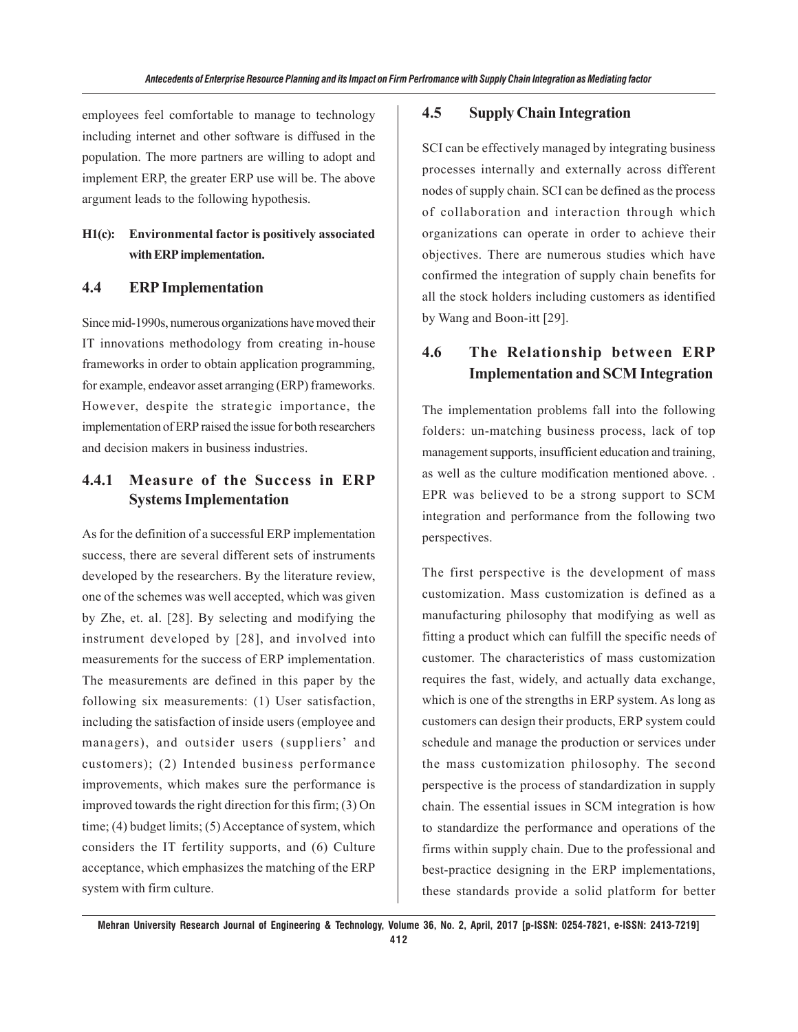employees feel comfortable to manage to technology including internet and other software is diffused in the population. The more partners are willing to adopt and implement ERP, the greater ERP use will be. The above argument leads to the following hypothesis.

**H1(c): Environmental factor is positively associated with ERP implementation.**

### 4.4 ERP Implementation

Since mid-1990s, numerous organizations have moved their IT innovations methodology from creating in-house frameworks in order to obtain application programming, for example, endeavor asset arranging (ERP) frameworks. However, despite the strategic importance, the implementation of ERP raised the issue for both researchers and decision makers in business industries.

#### 4.4.1 Measure of the Success in ERP Systems Implementation

As for the definition of a successful ERP implementation success, there are several different sets of instruments developed by the researchers. By the literature review, one of the schemes was well accepted, which was given by Zhe, et. al. [28]. By selecting and modifying the instrument developed by [28], and involved into measurements for the success of ERP implementation. The measurements are defined in this paper by the following six measurements: (1) User satisfaction, including the satisfaction of inside users (employee and managers), and outsider users (suppliers' and customers); (2) Intended business performance improvements, which makes sure the performance is improved towards the right direction for this firm; (3) On time; (4) budget limits; (5) Acceptance of system, which considers the IT fertility supports, and (6) Culture acceptance, which emphasizes the matching of the ERP system with firm culture.

### 4.5 Supply Chain Integration

SCI can be effectively managed by integrating business processes internally and externally across different nodes of supply chain. SCI can be defined as the process of collaboration and interaction through which organizations can operate in order to achieve their objectives. There are numerous studies which have confirmed the integration of supply chain benefits for all the stock holders including customers as identified by Wang and Boon-itt [29].

### 4.6 The Relationship between ERP Implementation and SCM Integration

The implementation problems fall into the following folders: un-matching business process, lack of top management supports, insufficient education and training, as well as the culture modification mentioned above. . EPR was believed to be a strong support to SCM integration and performance from the following two perspectives.

The first perspective is the development of mass customization. Mass customization is defined as a manufacturing philosophy that modifying as well as fitting a product which can fulfill the specific needs of customer. The characteristics of mass customization requires the fast, widely, and actually data exchange, which is one of the strengths in ERP system. As long as customers can design their products, ERP system could schedule and manage the production or services under the mass customization philosophy. The second perspective is the process of standardization in supply chain. The essential issues in SCM integration is how to standardize the performance and operations of the firms within supply chain. Due to the professional and best-practice designing in the ERP implementations, these standards provide a solid platform for better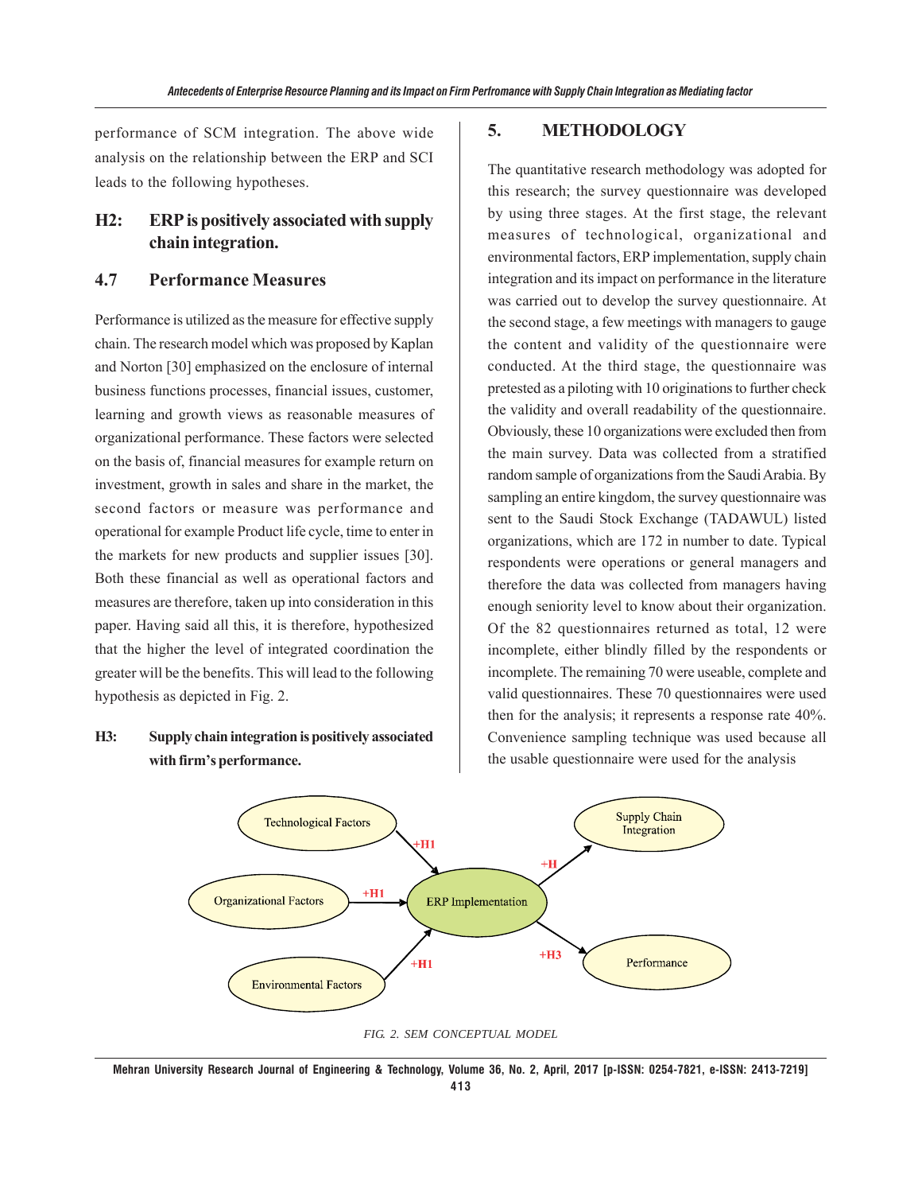performance of SCM integration. The above wide analysis on the relationship between the ERP and SCI leads to the following hypotheses.

**H2: ERP is positively associated with supply chain integration.**

### 4.7 Performance Measures

Performance is utilized as the measure for effective supply chain. The research model which was proposed by Kaplan and Norton [30] emphasized on the enclosure of internal business functions processes, financial issues, customer, learning and growth views as reasonable measures of organizational performance. These factors were selected on the basis of, financial measures for example return on investment, growth in sales and share in the market, the second factors or measure was performance and operational for example Product life cycle, time to enter in the markets for new products and supplier issues [30]. Both these financial as well as operational factors and measures are therefore, taken up into consideration in this paper. Having said all this, it is therefore, hypothesized that the higher the level of integrated coordination the greater will be the benefits. This will lead to the following hypothesis as depicted in Fig. 2.

**H3: Supply chain integration is positively associated with firm's performance.**

## 5. METHODOLOGY

The quantitative research methodology was adopted for this research; the survey questionnaire was developed by using three stages. At the first stage, the relevant measures of technological, organizational and environmental factors, ERP implementation, supply chain integration and its impact on performance in the literature was carried out to develop the survey questionnaire. At the second stage, a few meetings with managers to gauge the content and validity of the questionnaire were conducted. At the third stage, the questionnaire was pretested as a piloting with 10 originations to further check the validity and overall readability of the questionnaire. Obviously, these 10 organizations were excluded then from the main survey. Data was collected from a stratified random sample of organizations from the Saudi Arabia. By sampling an entire kingdom, the survey questionnaire was sent to the Saudi Stock Exchange (TADAWUL) listed organizations, which are 172 in number to date. Typical respondents were operations or general managers and therefore the data was collected from managers having enough seniority level to know about their organization. Of the 82 questionnaires returned as total, 12 were incomplete, either blindly filled by the respondents or incomplete. The remaining 70 were useable, complete and valid questionnaires. These 70 questionnaires were used then for the analysis; it represents a response rate 40%. Convenience sampling technique was used because all the usable questionnaire were used for the analysis

Technological Factors → (+H1) → ERP Implementation
Organizational Factors → (+H1) → ERP Implementation
Environmental Factors → (+H1) → ERP Implementation
ERP Implementation → (+H) → Supply Chain Integration
ERP Implementation → (+H3) → Performance

*FIG. 2. SEM CONCEPTUAL MODEL*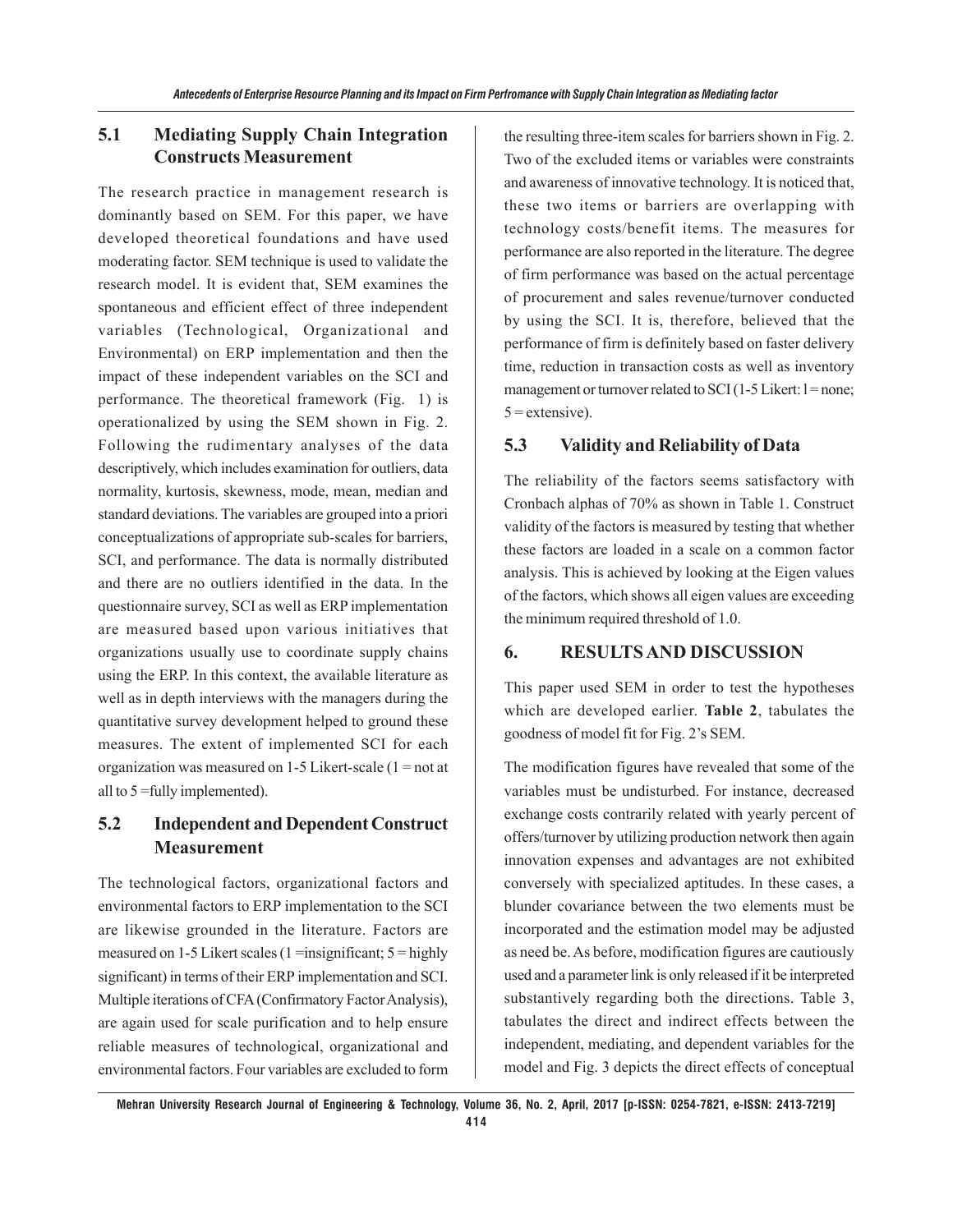## 5.1 Mediating Supply Chain Integration Constructs Measurement

The research practice in management research is dominantly based on SEM. For this paper, we have developed theoretical foundations and have used moderating factor. SEM technique is used to validate the research model. It is evident that, SEM examines the spontaneous and efficient effect of three independent variables (Technological, Organizational and Environmental) on ERP implementation and then the impact of these independent variables on the SCI and performance. The theoretical framework (Fig. 1) is operationalized by using the SEM shown in Fig. 2. Following the rudimentary analyses of the data descriptively, which includes examination for outliers, data normality, kurtosis, skewness, mode, mean, median and standard deviations. The variables are grouped into a priori conceptualizations of appropriate sub-scales for barriers, SCI, and performance. The data is normally distributed and there are no outliers identified in the data. In the questionnaire survey, SCI as well as ERP implementation are measured based upon various initiatives that organizations usually use to coordinate supply chains using the ERP. In this context, the available literature as well as in depth interviews with the managers during the quantitative survey development helped to ground these measures. The extent of implemented SCI for each organization was measured on 1-5 Likert-scale (1 = not at all to 5 =fully implemented).

## 5.2 Independent and Dependent Construct Measurement

The technological factors, organizational factors and environmental factors to ERP implementation to the SCI are likewise grounded in the literature. Factors are measured on 1-5 Likert scales (1 =insignificant; 5 = highly significant) in terms of their ERP implementation and SCI. Multiple iterations of CFA (Confirmatory Factor Analysis), are again used for scale purification and to help ensure reliable measures of technological, organizational and environmental factors. Four variables are excluded to form the resulting three-item scales for barriers shown in Fig. 2. Two of the excluded items or variables were constraints and awareness of innovative technology. It is noticed that, these two items or barriers are overlapping with technology costs/benefit items. The measures for performance are also reported in the literature. The degree of firm performance was based on the actual percentage of procurement and sales revenue/turnover conducted by using the SCI. It is, therefore, believed that the performance of firm is definitely based on faster delivery time, reduction in transaction costs as well as inventory management or turnover related to SCI (1-5 Likert: 1= none; 5 = extensive).

## 5.3 Validity and Reliability of Data

The reliability of the factors seems satisfactory with Cronbach alphas of 70% as shown in Table 1. Construct validity of the factors is measured by testing that whether these factors are loaded in a scale on a common factor analysis. This is achieved by looking at the Eigen values of the factors, which shows all eigen values are exceeding the minimum required threshold of 1.0.

# 6. RESULTS AND DISCUSSION

This paper used SEM in order to test the hypotheses which are developed earlier. **Table 2**, tabulates the goodness of model fit for Fig. 2's SEM.

The modification figures have revealed that some of the variables must be undisturbed. For instance, decreased exchange costs contrarily related with yearly percent of offers/turnover by utilizing production network then again innovation expenses and advantages are not exhibited conversely with specialized aptitudes. In these cases, a blunder covariance between the two elements must be incorporated and the estimation model may be adjusted as need be. As before, modification figures are cautiously used and a parameter link is only released if it be interpreted substantively regarding both the directions. Table 3, tabulates the direct and indirect effects between the independent, mediating, and dependent variables for the model and Fig. 3 depicts the direct effects of conceptual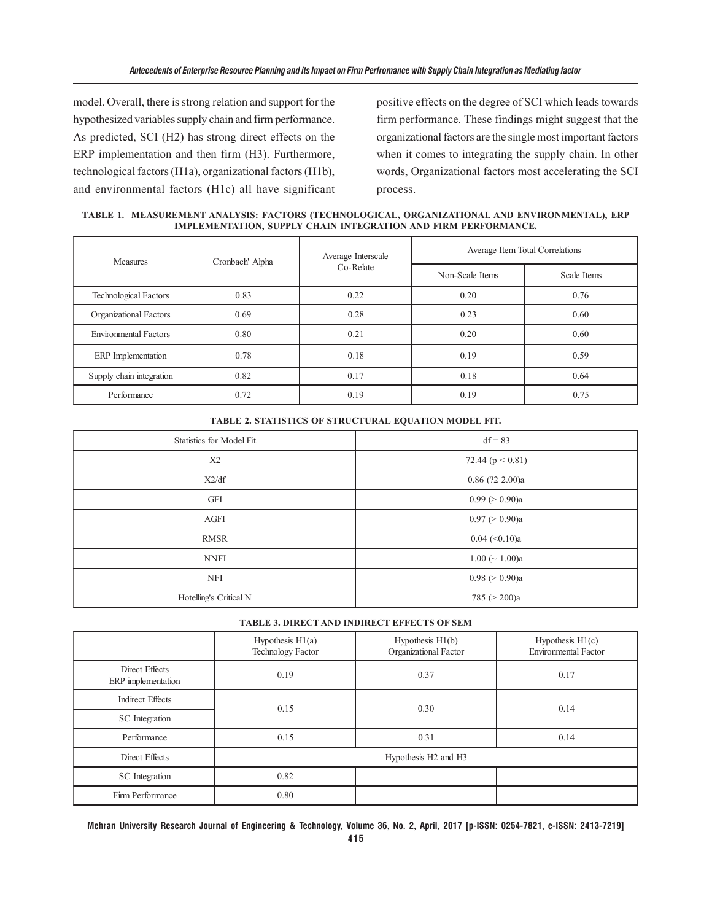model. Overall, there is strong relation and support for the hypothesized variables supply chain and firm performance. As predicted, SCI (H2) has strong direct effects on the ERP implementation and then firm (H3). Furthermore, technological factors (H1a), organizational factors (H1b), and environmental factors (H1c) all have significant positive effects on the degree of SCI which leads towards firm performance. These findings might suggest that the organizational factors are the single most important factors when it comes to integrating the supply chain. In other words, Organizational factors most accelerating the SCI process.

**TABLE 1. MEASUREMENT ANALYSIS: FACTORS (TECHNOLOGICAL, ORGANIZATIONAL AND ENVIRONMENTAL), ERP IMPLEMENTATION, SUPPLY CHAIN INTEGRATION AND FIRM PERFORMANCE.**

| Measures | Cronbach' Alpha | Average Interscale Co-Relate | Average Item Total Correlations | |
|---|---|---|---|---|
| | | | Non-Scale Items | Scale Items |
| Technological Factors | 0.83 | 0.22 | 0.20 | 0.76 |
| Organizational Factors | 0.69 | 0.28 | 0.23 | 0.60 |
| Environmental Factors | 0.80 | 0.21 | 0.20 | 0.60 |
| ERP Implementation | 0.78 | 0.18 | 0.19 | 0.59 |
| Supply chain integration | 0.82 | 0.17 | 0.18 | 0.64 |
| Performance | 0.72 | 0.19 | 0.19 | 0.75 |

**TABLE 2. STATISTICS OF STRUCTURAL EQUATION MODEL FIT.**

| Statistics for Model Fit | df = 83 |
|---|---|
| X2 | 72.44 (p < 0.81) |
| X2/df | 0.86 (?2 2.00)a |
| GFI | 0.99 (> 0.90)a |
| AGFI | 0.97 (> 0.90)a |
| RMSR | 0.04 (<0.10)a |
| NNFI | 1.00 (~ 1.00)a |
| NFI | 0.98 (> 0.90)a |
| Hotelling's Critical N | 785 (> 200)a |

**TABLE 3. DIRECT AND INDIRECT EFFECTS OF SEM**

| | Hypothesis H1(a) Technology Factor | Hypothesis H1(b) Organizational Factor | Hypothesis H1(c) Environmental Factor |
|---|---|---|---|
| Direct Effects ERP implementation | 0.19 | 0.37 | 0.17 |
| Indirect Effects SC Integration | 0.15 | 0.30 | 0.14 |
| Performance | 0.15 | 0.31 | 0.14 |
| Direct Effects | Hypothesis H2 and H3 | | |
| SC Integration | 0.82 | | |
| Firm Performance | 0.80 | | |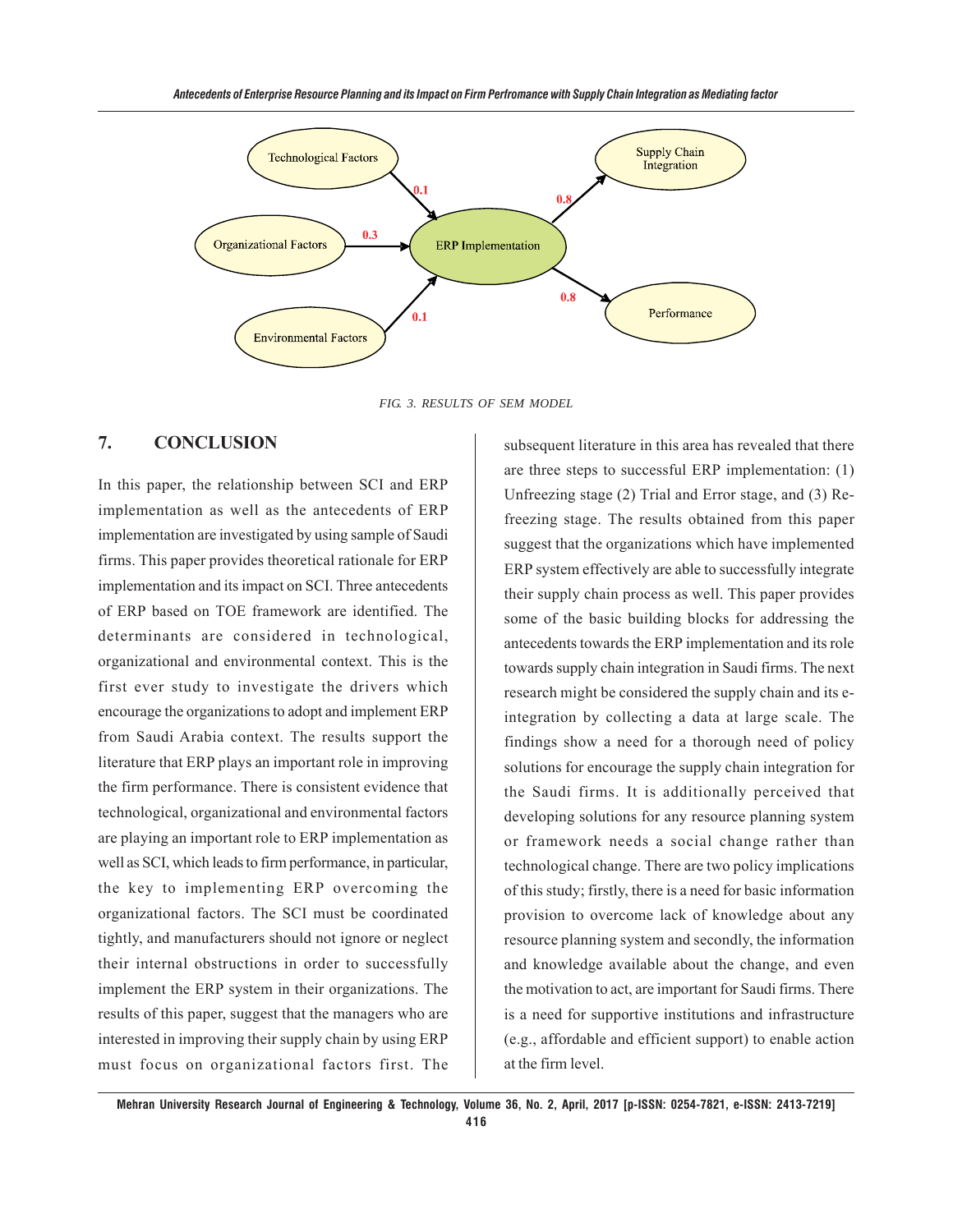FIG. 3. RESULTS OF SEM MODEL

## 7. CONCLUSION

In this paper, the relationship between SCI and ERP implementation as well as the antecedents of ERP implementation are investigated by using sample of Saudi firms. This paper provides theoretical rationale for ERP implementation and its impact on SCI. Three antecedents of ERP based on TOE framework are identified. The determinants are considered in technological, organizational and environmental context. This is the first ever study to investigate the drivers which encourage the organizations to adopt and implement ERP from Saudi Arabia context. The results support the literature that ERP plays an important role in improving the firm performance. There is consistent evidence that technological, organizational and environmental factors are playing an important role to ERP implementation as well as SCI, which leads to firm performance, in particular, the key to implementing ERP overcoming the organizational factors. The SCI must be coordinated tightly, and manufacturers should not ignore or neglect their internal obstructions in order to successfully implement the ERP system in their organizations. The results of this paper, suggest that the managers who are interested in improving their supply chain by using ERP must focus on organizational factors first. The subsequent literature in this area has revealed that there are three steps to successful ERP implementation: (1) Unfreezing stage (2) Trial and Error stage, and (3) Re-freezing stage. The results obtained from this paper suggest that the organizations which have implemented ERP system effectively are able to successfully integrate their supply chain process as well. This paper provides some of the basic building blocks for addressing the antecedents towards the ERP implementation and its role towards supply chain integration in Saudi firms. The next research might be considered the supply chain and its e-integration by collecting a data at large scale. The findings show a need for a thorough need of policy solutions for encourage the supply chain integration for the Saudi firms. It is additionally perceived that developing solutions for any resource planning system or framework needs a social change rather than technological change. There are two policy implications of this study; firstly, there is a need for basic information provision to overcome lack of knowledge about any resource planning system and secondly, the information and knowledge available about the change, and even the motivation to act, are important for Saudi firms. There is a need for supportive institutions and infrastructure (e.g., affordable and efficient support) to enable action at the firm level.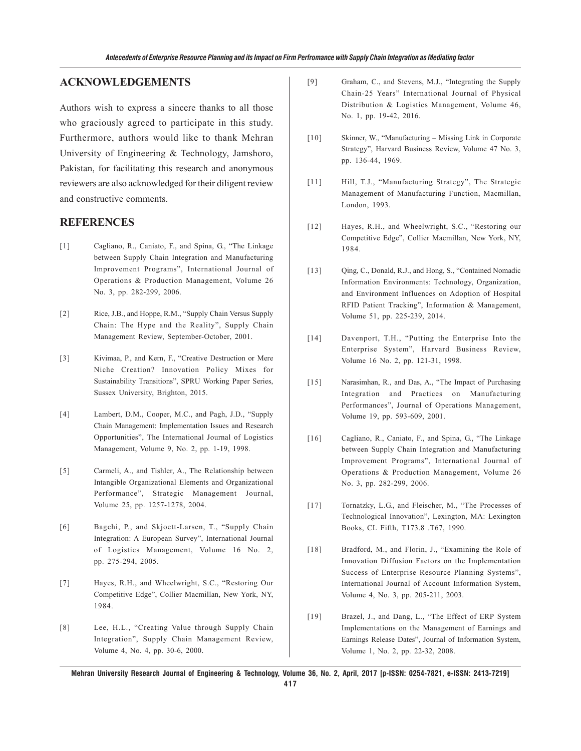## ACKNOWLEDGEMENTS

Authors wish to express a sincere thanks to all those who graciously agreed to participate in this study. Furthermore, authors would like to thank Mehran University of Engineering & Technology, Jamshoro, Pakistan, for facilitating this research and anonymous reviewers are also acknowledged for their diligent review and constructive comments.

## REFERENCES

[1] Cagliano, R., Caniato, F., and Spina, G., "The Linkage between Supply Chain Integration and Manufacturing Improvement Programs", International Journal of Operations & Production Management, Volume 26 No. 3, pp. 282-299, 2006.

[2] Rice, J.B., and Hoppe, R.M., "Supply Chain Versus Supply Chain: The Hype and the Reality", Supply Chain Management Review, September-October, 2001.

[3] Kivimaa, P., and Kern, F., "Creative Destruction or Mere Niche Creation? Innovation Policy Mixes for Sustainability Transitions", SPRU Working Paper Series, Sussex University, Brighton, 2015.

[4] Lambert, D.M., Cooper, M.C., and Pagh, J.D., "Supply Chain Management: Implementation Issues and Research Opportunities", The International Journal of Logistics Management, Volume 9, No. 2, pp. 1-19, 1998.

[5] Carmeli, A., and Tishler, A., The Relationship between Intangible Organizational Elements and Organizational Performance", Strategic Management Journal, Volume 25, pp. 1257-1278, 2004.

[6] Bagchi, P., and Skjoett-Larsen, T., "Supply Chain Integration: A European Survey", International Journal of Logistics Management, Volume 16 No. 2, pp. 275-294, 2005.

[7] Hayes, R.H., and Wheelwright, S.C., "Restoring Our Competitive Edge", Collier Macmillan, New York, NY, 1984.

[8] Lee, H.L., "Creating Value through Supply Chain Integration", Supply Chain Management Review, Volume 4, No. 4, pp. 30-6, 2000.

[9] Graham, C., and Stevens, M.J., "Integrating the Supply Chain-25 Years" International Journal of Physical Distribution & Logistics Management, Volume 46, No. 1, pp. 19-42, 2016.

[10] Skinner, W., "Manufacturing – Missing Link in Corporate Strategy", Harvard Business Review, Volume 47 No. 3, pp. 136-44, 1969.

[11] Hill, T.J., "Manufacturing Strategy", The Strategic Management of Manufacturing Function, Macmillan, London, 1993.

[12] Hayes, R.H., and Wheelwright, S.C., "Restoring our Competitive Edge", Collier Macmillan, New York, NY, 1984.

[13] Qing, C., Donald, R.J., and Hong, S., "Contained Nomadic Information Environments: Technology, Organization, and Environment Influences on Adoption of Hospital RFID Patient Tracking", Information & Management, Volume 51, pp. 225-239, 2014.

[14] Davenport, T.H., "Putting the Enterprise Into the Enterprise System", Harvard Business Review, Volume 16 No. 2, pp. 121-31, 1998.

[15] Narasimhan, R., and Das, A., "The Impact of Purchasing Integration and Practices on Manufacturing Performances", Journal of Operations Management, Volume 19, pp. 593-609, 2001.

[16] Cagliano, R., Caniato, F., and Spina, G., "The Linkage between Supply Chain Integration and Manufacturing Improvement Programs", International Journal of Operations & Production Management, Volume 26 No. 3, pp. 282-299, 2006.

[17] Tornatzky, L.G., and Fleischer, M., "The Processes of Technological Innovation", Lexington, MA: Lexington Books, CL Fifth, T173.8 .T67, 1990.

[18] Bradford, M., and Florin, J., "Examining the Role of Innovation Diffusion Factors on the Implementation Success of Enterprise Resource Planning Systems", International Journal of Account Information System, Volume 4, No. 3, pp. 205-211, 2003.

[19] Brazel, J., and Dang, L., "The Effect of ERP System Implementations on the Management of Earnings and Earnings Release Dates", Journal of Information System, Volume 1, No. 2, pp. 22-32, 2008.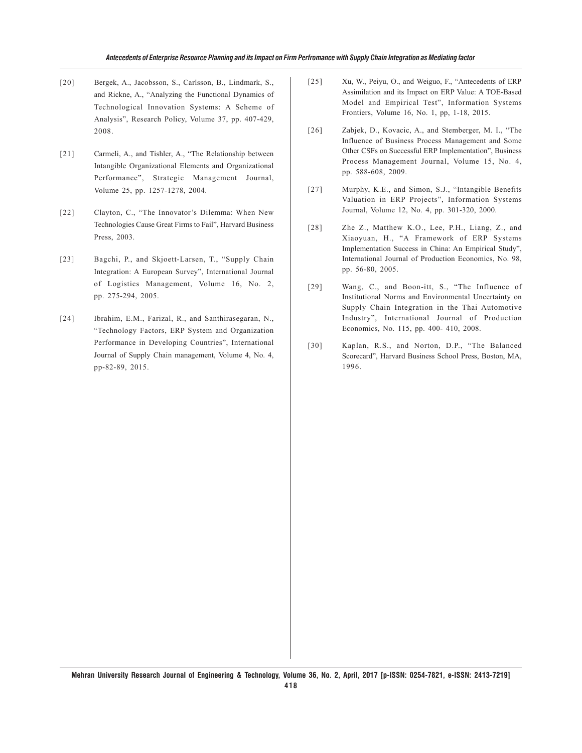[20] Bergek, A., Jacobsson, S., Carlsson, B., Lindmark, S., and Rickne, A., "Analyzing the Functional Dynamics of Technological Innovation Systems: A Scheme of Analysis", Research Policy, Volume 37, pp. 407-429, 2008.

[21] Carmeli, A., and Tishler, A., "The Relationship between Intangible Organizational Elements and Organizational Performance", Strategic Management Journal, Volume 25, pp. 1257-1278, 2004.

[22] Clayton, C., "The Innovator's Dilemma: When New Technologies Cause Great Firms to Fail", Harvard Business Press, 2003.

[23] Bagchi, P., and Skjoett-Larsen, T., "Supply Chain Integration: A European Survey", International Journal of Logistics Management, Volume 16, No. 2, pp. 275-294, 2005.

[24] Ibrahim, E.M., Farizal, R., and Santhirasegaran, N., "Technology Factors, ERP System and Organization Performance in Developing Countries", International Journal of Supply Chain management, Volume 4, No. 4, pp-82-89, 2015.

[25] Xu, W., Peiyu, O., and Weiguo, F., "Antecedents of ERP Assimilation and its Impact on ERP Value: A TOE-Based Model and Empirical Test", Information Systems Frontiers, Volume 16, No. 1, pp, 1-18, 2015.

[26] Zabjek, D., Kovacic, A., and Stemberger, M. I., "The Influence of Business Process Management and Some Other CSFs on Successful ERP Implementation", Business Process Management Journal, Volume 15, No. 4, pp. 588-608, 2009.

[27] Murphy, K.E., and Simon, S.J., "Intangible Benefits Valuation in ERP Projects", Information Systems Journal, Volume 12, No. 4, pp. 301-320, 2000.

[28] Zhe Z., Matthew K.O., Lee, P.H., Liang, Z., and Xiaoyuan, H., "A Framework of ERP Systems Implementation Success in China: An Empirical Study", International Journal of Production Economics, No. 98, pp. 56-80, 2005.

[29] Wang, C., and Boon-itt, S., "The Influence of Institutional Norms and Environmental Uncertainty on Supply Chain Integration in the Thai Automotive Industry", International Journal of Production Economics, No. 115, pp. 400- 410, 2008.

[30] Kaplan, R.S., and Norton, D.P., "The Balanced Scorecard", Harvard Business School Press, Boston, MA, 1996.